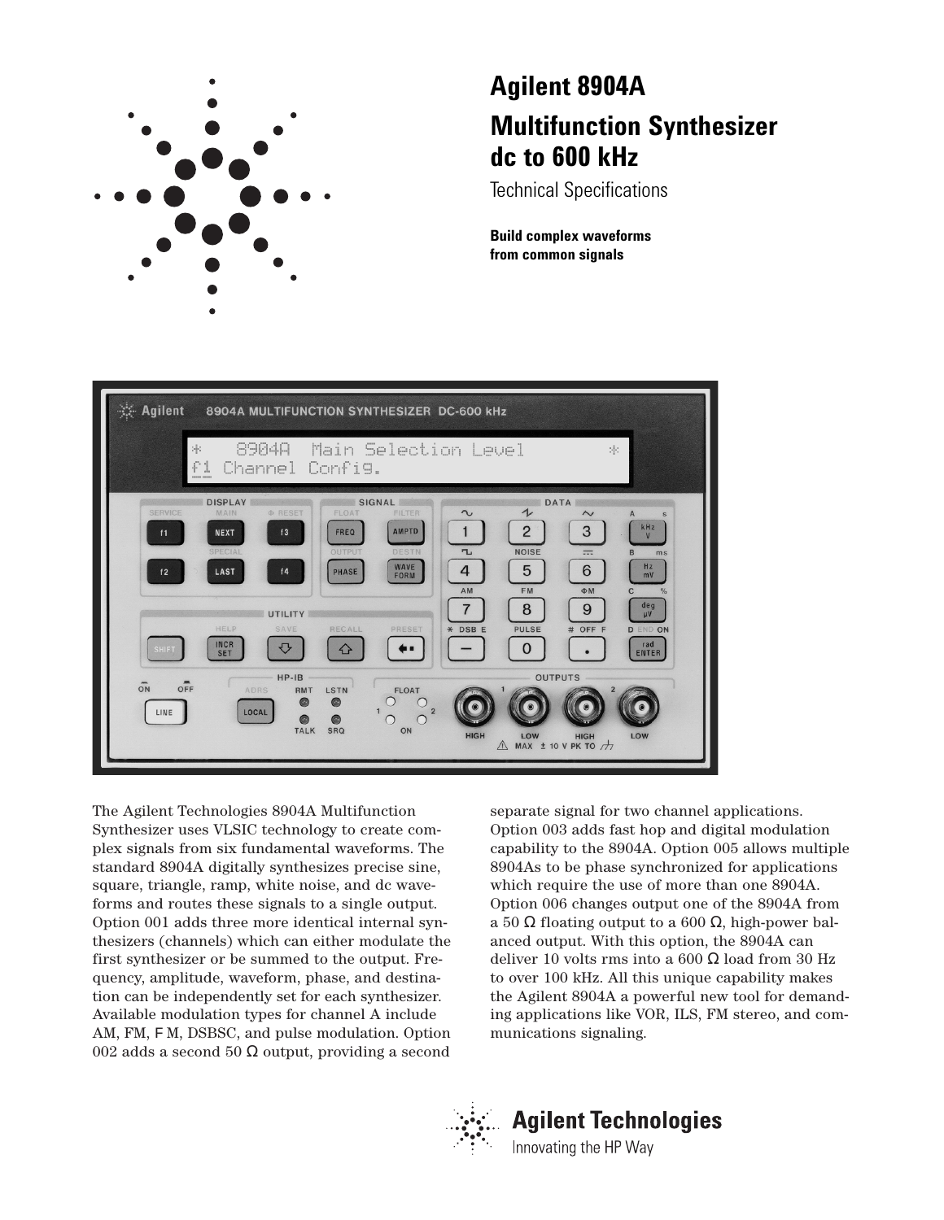# Agilent 8904A

# Multifunction Synthesizer dc to 600 kHz

Technical Specifications

**Build complex waveforms from common signals**

The Agilent Technologies 8904A Multifunction Synthesizer uses VLSIC technology to create complex signals from six fundamental waveforms. The standard 8904A digitally synthesizes precise sine, square, triangle, ramp, white noise, and dc waveforms and routes these signals to a single output. Option 001 adds three more identical internal synthesizers (channels) which can either modulate the first synthesizer or be summed to the output. Frequency, amplitude, waveform, phase, and destination can be independently set for each synthesizer. Available modulation types for channel A include AM, FM, F M, DSBSC, and pulse modulation. Option 002 adds a second 50 Ω output, providing a second separate signal for two channel applications. Option 003 adds fast hop and digital modulation capability to the 8904A. Option 005 allows multiple 8904As to be phase synchronized for applications which require the use of more than one 8904A. Option 006 changes output one of the 8904A from a 50 Ω floating output to a 600 Ω, high-power balanced output. With this option, the 8904A can deliver 10 volts rms into a 600 Ω load from 30 Hz to over 100 kHz. All this unique capability makes the Agilent 8904A a powerful new tool for demanding applications like VOR, ILS, FM stereo, and communications signaling.

Agilent Technologies
Innovating the HP Way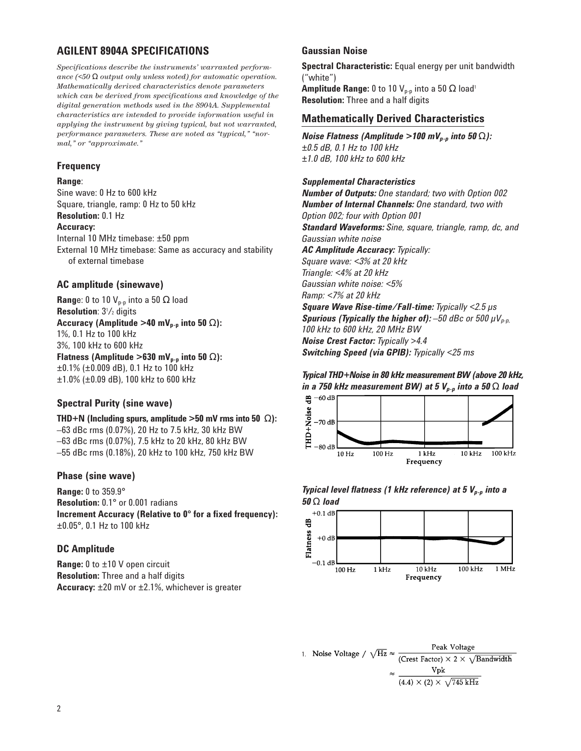## AGILENT 8904A SPECIFICATIONS

*Specifications describe the instruments' warranted performance (<50 Ω output only unless noted) for automatic operation. Mathematically derived characteristics denote parameters which can be derived from specifications and knowledge of the digital generation methods used in the 8904A. Supplemental characteristics are intended to provide information useful in applying the instrument by giving typical, but not warranted, performance parameters. These are noted as "typical," "normal," or "approximate."*

### Frequency

**Range**:

Sine wave: 0 Hz to 600 kHz

Square, triangle, ramp: 0 Hz to 50 kHz

**Resolution:** 0.1 Hz

**Accuracy:**

Internal 10 MHz timebase: ±50 ppm

External 10 MHz timebase: Same as accuracy and stability of external timebase

### AC amplitude (sinewave)

**Range**: 0 to 10 $V_{p-p}$ into a 50 Ω load

**Resolution**: 3½ digits

**Accuracy (Amplitude >40 $mV_{p-p}$ into 50 Ω):**

1%, 0.1 Hz to 100 kHz

3%, 100 kHz to 600 kHz

**Flatness (Amplitude >630 $mV_{p-p}$ into 50 Ω):**

±0.1% (±0.009 dB), 0.1 Hz to 100 kHz

±1.0% (±0.09 dB), 100 kHz to 600 kHz

### Spectral Purity (sine wave)

**THD+N (Including spurs, amplitude >50 mV rms into 50 Ω):**

–63 dBc rms (0.07%), 20 Hz to 7.5 kHz, 30 kHz BW

–63 dBc rms (0.07%), 7.5 kHz to 20 kHz, 80 kHz BW

–55 dBc rms (0.18%), 20 kHz to 100 kHz, 750 kHz BW

### Phase (sine wave)

**Range:** 0 to 359.9°

**Resolution:** 0.1° or 0.001 radians

**Increment Accuracy (Relative to 0° for a fixed frequency):**

±0.05°, 0.1 Hz to 100 kHz

### DC Amplitude

**Range:** 0 to ±10 V open circuit

**Resolution:** Three and a half digits

**Accuracy:** ±20 mV or ±2.1%, whichever is greater

### Gaussian Noise

**Spectral Characteristic:** Equal energy per unit bandwidth ("white")

**Amplitude Range:** 0 to 10 $V_{p-p}$ into a 50 Ω load[1]

**Resolution:** Three and a half digits

### Mathematically Derived Characteristics

***Noise Flatness (Amplitude >100 $mV_{p-p}$ into 50 Ω):***

*±0.5 dB, 0.1 Hz to 100 kHz*

*±1.0 dB, 100 kHz to 600 kHz*

***Supplemental Characteristics***

***Number of Outputs:*** *One standard; two with Option 002*

***Number of Internal Channels:*** *One standard, two with Option 002; four with Option 001*

***Standard Waveforms:*** *Sine, square, triangle, ramp, dc, and Gaussian white noise*

***AC Amplitude Accuracy:*** *Typically:*

*Square wave: <3% at 20 kHz*

*Triangle: <4% at 20 kHz*

*Gaussian white noise: <5%*

*Ramp: <7% at 20 kHz*

***Square Wave Rise-time/Fall-time:*** *Typically <2.5 μs*

***Spurious (Typically the higher of):*** *–50 dBc or 500 μ$V_{p-p}$, 100 kHz to 600 kHz, 20 MHz BW*

***Noise Crest Factor:*** *Typically >4.4*

***Switching Speed (via GPIB):*** *Typically <25 ms*

***Typical THD+Noise in 80 kHz measurement BW (above 20 kHz, in a 750 kHz measurement BW) at 5 $V_{p-p}$ into a 50 Ω load***

***Typical level flatness (1 kHz reference) at 5 $V_{p-p}$ into a 50 Ω load***

1. $$\text{Noise Voltage} / \sqrt{\text{Hz}} \approx \frac{\text{Peak Voltage}}{(\text{Crest Factor}) \times 2 \times \sqrt{\text{Bandwidth}}} \approx \frac{\text{Vpk}}{(4.4) \times (2) \times \sqrt{745\ \text{kHz}}}$$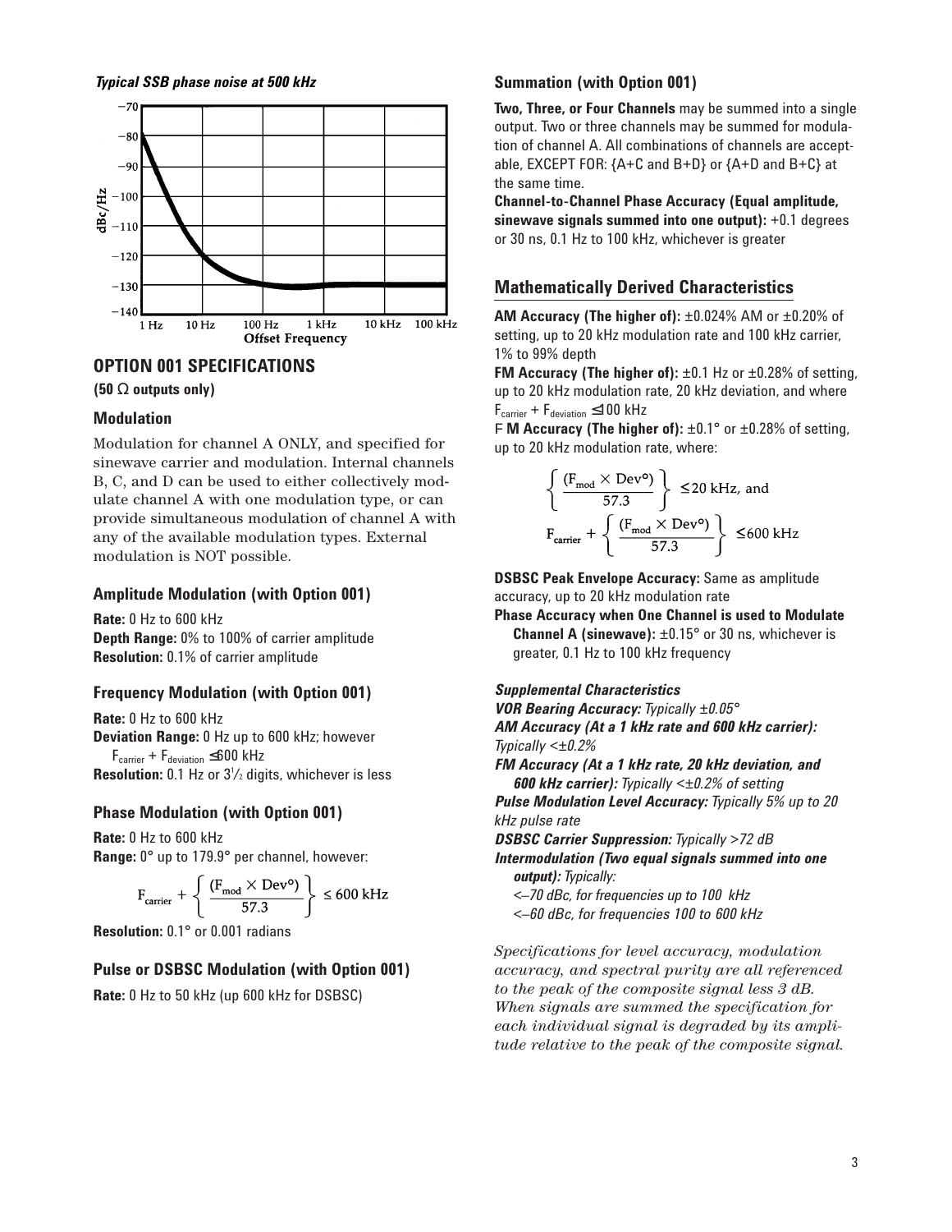*Typical SSB phase noise at 500 kHz*

## OPTION 001 SPECIFICATIONS

**(50 Ω outputs only)**

### Modulation

Modulation for channel A ONLY, and specified for sinewave carrier and modulation. Internal channels B, C, and D can be used to either collectively modulate channel A with one modulation type, or can provide simultaneous modulation of channel A with any of the available modulation types. External modulation is NOT possible.

### Amplitude Modulation (with Option 001)

**Rate:** 0 Hz to 600 kHz
**Depth Range:** 0% to 100% of carrier amplitude
**Resolution:** 0.1% of carrier amplitude

### Frequency Modulation (with Option 001)

**Rate:** 0 Hz to 600 kHz
**Deviation Range:** 0 Hz up to 600 kHz; however $F_{carrier} + F_{deviation} \leq 600$ kHz
**Resolution:** 0.1 Hz or 3½ digits, whichever is less

### Phase Modulation (with Option 001)

**Rate:** 0 Hz to 600 kHz
**Range:** 0° up to 179.9° per channel, however:

$$F_{carrier} + \left\{ \frac{(F_{mod} \times Dev°)}{57.3} \right\} \leq 600 \text{ kHz}$$

**Resolution:** 0.1° or 0.001 radians

### Pulse or DSBSC Modulation (with Option 001)

**Rate:** 0 Hz to 50 kHz (up 600 kHz for DSBSC)

### Summation (with Option 001)

**Two, Three, or Four Channels** may be summed into a single output. Two or three channels may be summed for modulation of channel A. All combinations of channels are acceptable, EXCEPT FOR: {A+C and B+D} or {A+D and B+C} at the same time.
**Channel-to-Channel Phase Accuracy (Equal amplitude, sinewave signals summed into one output):** +0.1 degrees or 30 ns, 0.1 Hz to 100 kHz, whichever is greater

## Mathematically Derived Characteristics

**AM Accuracy (The higher of):** ±0.024% AM or ±0.20% of setting, up to 20 kHz modulation rate and 100 kHz carrier, 1% to 99% depth
**FM Accuracy (The higher of):** ±0.1 Hz or ±0.28% of setting, up to 20 kHz modulation rate, 20 kHz deviation, and where $F_{carrier} + F_{deviation} \leq 100$ kHz
F **M Accuracy (The higher of):** ±0.1° or ±0.28% of setting, up to 20 kHz modulation rate, where:

$$\left\{ \frac{(F_{mod} \times Dev°)}{57.3} \right\} \leq 20 \text{ kHz, and}$$

$$F_{carrier} + \left\{ \frac{(F_{mod} \times Dev°)}{57.3} \right\} \leq 600 \text{ kHz}$$

**DSBSC Peak Envelope Accuracy:** Same as amplitude accuracy, up to 20 kHz modulation rate
**Phase Accuracy when One Channel is used to Modulate Channel A (sinewave):** ±0.15° or 30 ns, whichever is greater, 0.1 Hz to 100 kHz frequency

***Supplemental Characteristics***
***VOR Bearing Accuracy:*** *Typically ±0.05°*
***AM Accuracy (At a 1 kHz rate and 600 kHz carrier):*** *Typically <±0.2%*
***FM Accuracy (At a 1 kHz rate, 20 kHz deviation, and 600 kHz carrier):*** *Typically <±0.2% of setting*
***Pulse Modulation Level Accuracy:*** *Typically 5% up to 20 kHz pulse rate*
***DSBSC Carrier Suppression:*** *Typically >72 dB*
***Intermodulation (Two equal signals summed into one output):*** *Typically:*
*<–70 dBc, for frequencies up to 100 kHz*
*<–60 dBc, for frequencies 100 to 600 kHz*

*Specifications for level accuracy, modulation accuracy, and spectral purity are all referenced to the peak of the composite signal less 3 dB. When signals are summed the specification for each individual signal is degraded by its amplitude relative to the peak of the composite signal.*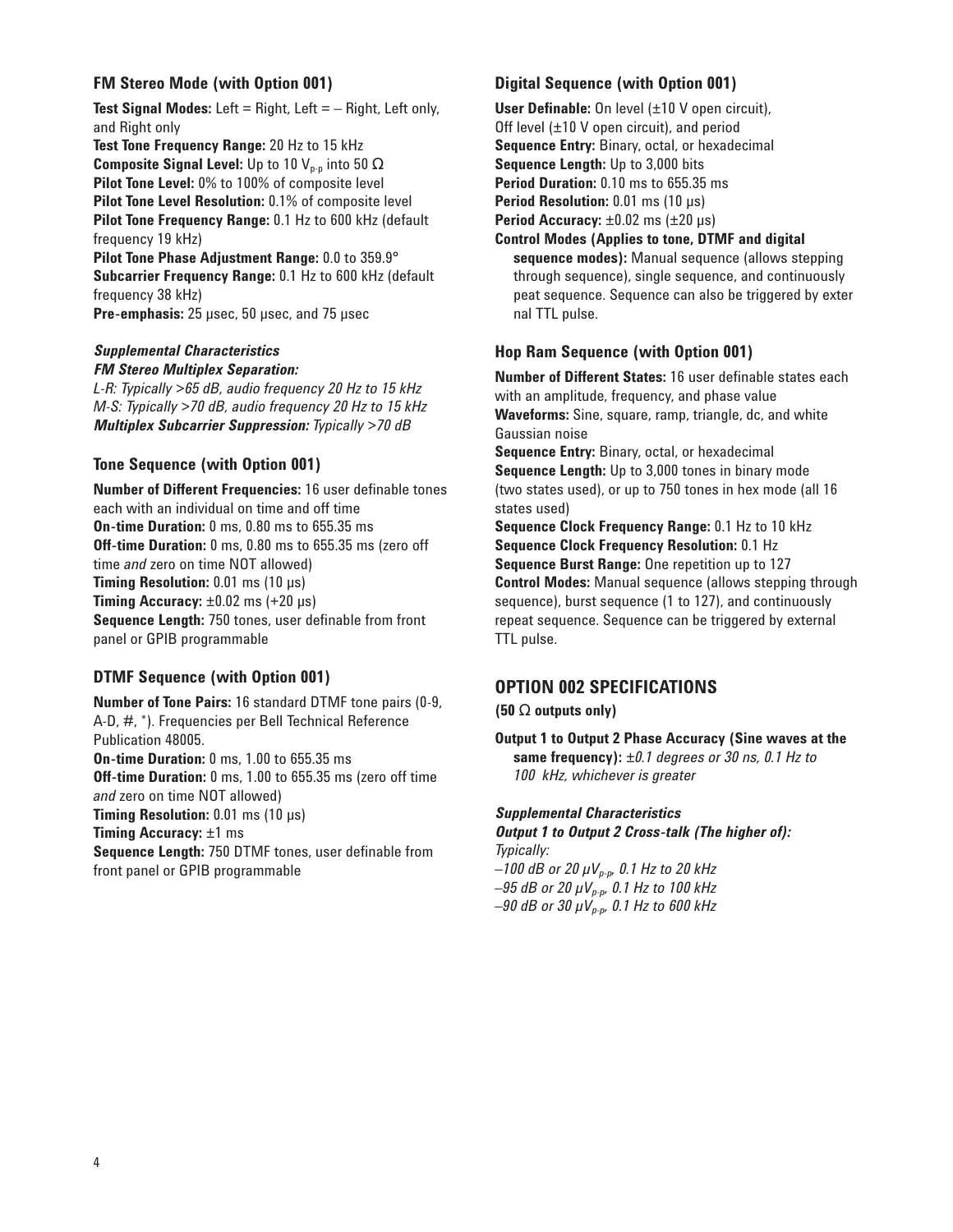### FM Stereo Mode (with Option 001)

**Test Signal Modes:** Left = Right, Left = – Right, Left only, and Right only
**Test Tone Frequency Range:** 20 Hz to 15 kHz
**Composite Signal Level:** Up to 10 $V_{p-p}$ into 50 Ω
**Pilot Tone Level:** 0% to 100% of composite level
**Pilot Tone Level Resolution:** 0.1% of composite level
**Pilot Tone Frequency Range:** 0.1 Hz to 600 kHz (default frequency 19 kHz)
**Pilot Tone Phase Adjustment Range:** 0.0 to 359.9°
**Subcarrier Frequency Range:** 0.1 Hz to 600 kHz (default frequency 38 kHz)
**Pre-emphasis:** 25 µsec, 50 µsec, and 75 µsec

***Supplemental Characteristics***
***FM Stereo Multiplex Separation:***
*L-R: Typically >65 dB, audio frequency 20 Hz to 15 kHz*
*M-S: Typically >70 dB, audio frequency 20 Hz to 15 kHz*
***Multiplex Subcarrier Suppression:*** *Typically >70 dB*

### Tone Sequence (with Option 001)

**Number of Different Frequencies:** 16 user definable tones each with an individual on time and off time
**On-time Duration:** 0 ms, 0.80 ms to 655.35 ms
**Off-time Duration:** 0 ms, 0.80 ms to 655.35 ms (zero off time *and* zero on time NOT allowed)
**Timing Resolution:** 0.01 ms (10 µs)
**Timing Accuracy:** ±0.02 ms (+20 µs)
**Sequence Length:** 750 tones, user definable from front panel or GPIB programmable

### DTMF Sequence (with Option 001)

**Number of Tone Pairs:** 16 standard DTMF tone pairs (0-9, A-D, #, *). Frequencies per Bell Technical Reference Publication 48005.
**On-time Duration:** 0 ms, 1.00 to 655.35 ms
**Off-time Duration:** 0 ms, 1.00 to 655.35 ms (zero off time *and* zero on time NOT allowed)
**Timing Resolution:** 0.01 ms (10 µs)
**Timing Accuracy:** ±1 ms
**Sequence Length:** 750 DTMF tones, user definable from front panel or GPIB programmable

### Digital Sequence (with Option 001)

**User Definable:** On level (±10 V open circuit), Off level (±10 V open circuit), and period
**Sequence Entry:** Binary, octal, or hexadecimal
**Sequence Length:** Up to 3,000 bits
**Period Duration:** 0.10 ms to 655.35 ms
**Period Resolution:** 0.01 ms (10 µs)
**Period Accuracy:** ±0.02 ms (±20 µs)
**Control Modes (Applies to tone, DTMF and digital sequence modes):** Manual sequence (allows stepping through sequence), single sequence, and continuously peat sequence. Sequence can also be triggered by exter nal TTL pulse.

### Hop Ram Sequence (with Option 001)

**Number of Different States:** 16 user definable states each with an amplitude, frequency, and phase value
**Waveforms:** Sine, square, ramp, triangle, dc, and white Gaussian noise
**Sequence Entry:** Binary, octal, or hexadecimal
**Sequence Length:** Up to 3,000 tones in binary mode (two states used), or up to 750 tones in hex mode (all 16 states used)
**Sequence Clock Frequency Range:** 0.1 Hz to 10 kHz
**Sequence Clock Frequency Resolution:** 0.1 Hz
**Sequence Burst Range:** One repetition up to 127
**Control Modes:** Manual sequence (allows stepping through sequence), burst sequence (1 to 127), and continuously repeat sequence. Sequence can be triggered by external TTL pulse.

## OPTION 002 SPECIFICATIONS

**(50 Ω outputs only)**

**Output 1 to Output 2 Phase Accuracy (Sine waves at the same frequency):** *±0.1 degrees or 30 ns, 0.1 Hz to 100 kHz, whichever is greater*

***Supplemental Characteristics***
***Output 1 to Output 2 Cross-talk (The higher of):***
*Typically:*
*–100 dB or 20 µ$V_{p-p}$, 0.1 Hz to 20 kHz*
*–95 dB or 20 µ$V_{p-p}$, 0.1 Hz to 100 kHz*
*–90 dB or 30 µ$V_{p-p}$, 0.1 Hz to 600 kHz*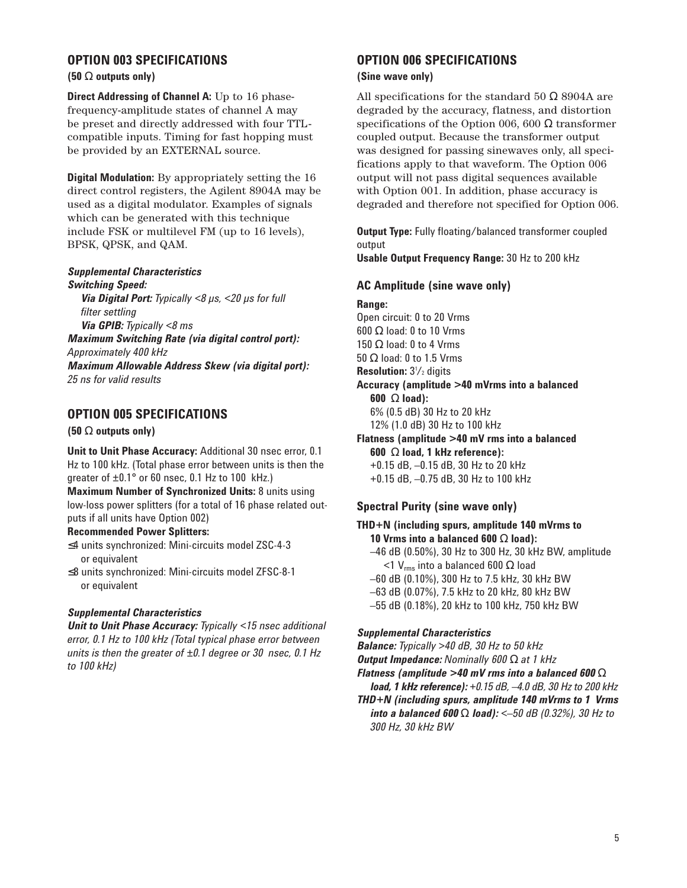## OPTION 003 SPECIFICATIONS

**(50 Ω outputs only)**

**Direct Addressing of Channel A:** Up to 16 phase-frequency-amplitude states of channel A may be preset and directly addressed with four TTL-compatible inputs. Timing for fast hopping must be provided by an EXTERNAL source.

**Digital Modulation:** By appropriately setting the 16 direct control registers, the Agilent 8904A may be used as a digital modulator. Examples of signals which can be generated with this technique include FSK or multilevel FM (up to 16 levels), BPSK, QPSK, and QAM.

***Supplemental Characteristics***

***Switching Speed:***

***Via Digital Port:*** *Typically <8 μs, <20 μs for full filter settling*

***Via GPIB:*** *Typically <8 ms*

***Maximum Switching Rate (via digital control port):*** *Approximately 400 kHz*

***Maximum Allowable Address Skew (via digital port):*** *25 ns for valid results*

## OPTION 005 SPECIFICATIONS

**(50 Ω outputs only)**

**Unit to Unit Phase Accuracy:** Additional 30 nsec error, 0.1 Hz to 100 kHz. (Total phase error between units is then the greater of ±0.1° or 60 nsec, 0.1 Hz to 100 kHz.)

**Maximum Number of Synchronized Units:** 8 units using low-loss power splitters (for a total of 16 phase related outputs if all units have Option 002)

**Recommended Power Splitters:**

- ≤4 units synchronized: Mini-circuits model ZSC-4-3 or equivalent
- ≤8 units synchronized: Mini-circuits model ZFSC-8-1 or equivalent

***Supplemental Characteristics***

***Unit to Unit Phase Accuracy:*** *Typically <15 nsec additional error, 0.1 Hz to 100 kHz (Total typical phase error between units is then the greater of ±0.1 degree or 30 nsec, 0.1 Hz to 100 kHz)*

## OPTION 006 SPECIFICATIONS

**(Sine wave only)**

All specifications for the standard 50 Ω 8904A are degraded by the accuracy, flatness, and distortion specifications of the Option 006, 600 Ω transformer coupled output. Because the transformer output was designed for passing sinewaves only, all specifications apply to that waveform. The Option 006 output will not pass digital sequences available with Option 001. In addition, phase accuracy is degraded and therefore not specified for Option 006.

**Output Type:** Fully floating/balanced transformer coupled output

**Usable Output Frequency Range:** 30 Hz to 200 kHz

### AC Amplitude (sine wave only)

**Range:**

Open circuit: 0 to 20 Vrms

600 Ω load: 0 to 10 Vrms

150 Ω load: 0 to 4 Vrms

50 Ω load: 0 to 1.5 Vrms

**Resolution:** 3½ digits

**Accuracy (amplitude >40 mVrms into a balanced 600 Ω load):**

6% (0.5 dB) 30 Hz to 20 kHz

12% (1.0 dB) 30 Hz to 100 kHz

**Flatness (amplitude >40 mV rms into a balanced 600 Ω load, 1 kHz reference):**

+0.15 dB, –0.15 dB, 30 Hz to 20 kHz

+0.15 dB, –0.75 dB, 30 Hz to 100 kHz

### Spectral Purity (sine wave only)

**THD+N (including spurs, amplitude 140 mVrms to 10 Vrms into a balanced 600 Ω load):**

–46 dB (0.50%), 30 Hz to 300 Hz, 30 kHz BW, amplitude <1 $V_{rms}$ into a balanced 600 Ω load

–60 dB (0.10%), 300 Hz to 7.5 kHz, 30 kHz BW

–63 dB (0.07%), 7.5 kHz to 20 kHz, 80 kHz BW

–55 dB (0.18%), 20 kHz to 100 kHz, 750 kHz BW

***Supplemental Characteristics***

***Balance:*** *Typically >40 dB, 30 Hz to 50 kHz*

***Output Impedance:*** *Nominally 600 Ω at 1 kHz*

***Flatness (amplitude >40 mV rms into a balanced 600 Ω load, 1 kHz reference):*** *+0.15 dB, –4.0 dB, 30 Hz to 200 kHz*

***THD+N (including spurs, amplitude 140 mVrms to 1 Vrms into a balanced 600 Ω load):*** *<–50 dB (0.32%), 30 Hz to 300 Hz, 30 kHz BW*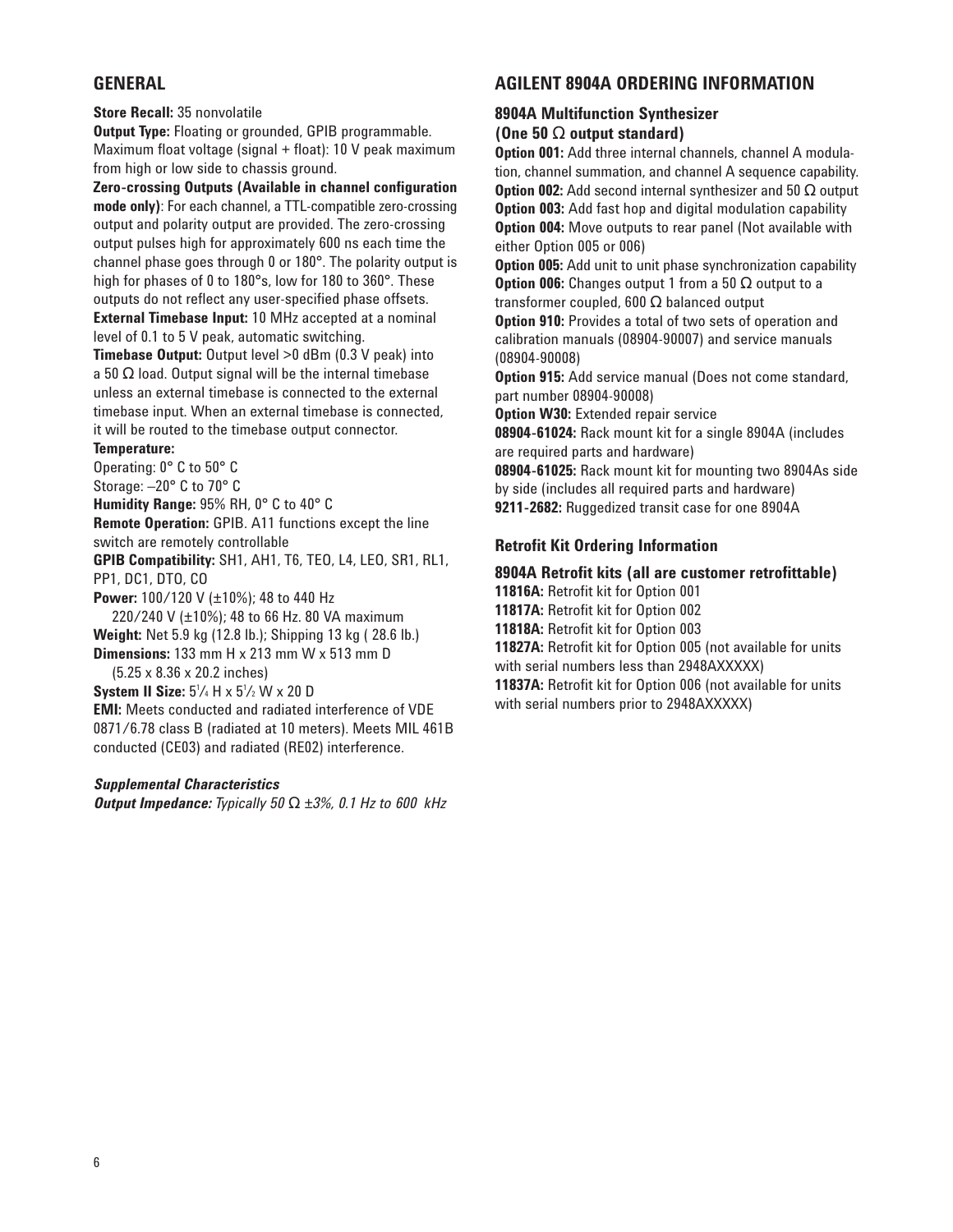## GENERAL

**Store Recall:** 35 nonvolatile

**Output Type:** Floating or grounded, GPIB programmable. Maximum float voltage (signal + float): 10 V peak maximum from high or low side to chassis ground.

**Zero-crossing Outputs (Available in channel configuration mode only)**: For each channel, a TTL-compatible zero-crossing output and polarity output are provided. The zero-crossing output pulses high for approximately 600 ns each time the channel phase goes through 0 or 180°. The polarity output is high for phases of 0 to 180°s, low for 180 to 360°. These outputs do not reflect any user-specified phase offsets.

**External Timebase Input:** 10 MHz accepted at a nominal level of 0.1 to 5 V peak, automatic switching.

**Timebase Output:** Output level >0 dBm (0.3 V peak) into a 50 Ω load. Output signal will be the internal timebase unless an external timebase is connected to the external timebase input. When an external timebase is connected, it will be routed to the timebase output connector.

**Temperature:**

Operating: 0° C to 50° C

Storage: –20° C to 70° C

**Humidity Range:** 95% RH, 0° C to 40° C

**Remote Operation:** GPIB. A11 functions except the line switch are remotely controllable

**GPIB Compatibility:** SH1, AH1, T6, TEO, L4, LEO, SR1, RL1, PP1, DC1, DTO, CO

**Power:** 100/120 V (±10%); 48 to 440 Hz
220/240 V (±10%); 48 to 66 Hz. 80 VA maximum

**Weight:** Net 5.9 kg (12.8 lb.); Shipping 13 kg ( 28.6 lb.)

**Dimensions:** 133 mm H x 213 mm W x 513 mm D
(5.25 x 8.36 x 20.2 inches)

**System II Size:** 5¼ H x 5½ W x 20 D

**EMI:** Meets conducted and radiated interference of VDE 0871/6.78 class B (radiated at 10 meters). Meets MIL 461B conducted (CE03) and radiated (RE02) interference.

***Supplemental Characteristics***

***Output Impedance:*** *Typically 50 Ω ±3%, 0.1 Hz to 600 kHz*

## AGILENT 8904A ORDERING INFORMATION

### 8904A Multifunction Synthesizer (One 50 Ω output standard)

**Option 001:** Add three internal channels, channel A modulation, channel summation, and channel A sequence capability.

**Option 002:** Add second internal synthesizer and 50 Ω output

**Option 003:** Add fast hop and digital modulation capability

**Option 004:** Move outputs to rear panel (Not available with either Option 005 or 006)

**Option 005:** Add unit to unit phase synchronization capability

**Option 006:** Changes output 1 from a 50 Ω output to a transformer coupled, 600 Ω balanced output

**Option 910:** Provides a total of two sets of operation and calibration manuals (08904-90007) and service manuals (08904-90008)

**Option 915:** Add service manual (Does not come standard, part number 08904-90008)

**Option W30:** Extended repair service

**08904-61024:** Rack mount kit for a single 8904A (includes are required parts and hardware)

**08904-61025:** Rack mount kit for mounting two 8904As side by side (includes all required parts and hardware)

**9211-2682:** Ruggedized transit case for one 8904A

### Retrofit Kit Ordering Information

### 8904A Retrofit kits (all are customer retrofittable)

**11816A:** Retrofit kit for Option 001

**11817A:** Retrofit kit for Option 002

**11818A:** Retrofit kit for Option 003

**11827A:** Retrofit kit for Option 005 (not available for units with serial numbers less than 2948AXXXXX)

**11837A:** Retrofit kit for Option 006 (not available for units with serial numbers prior to 2948AXXXXX)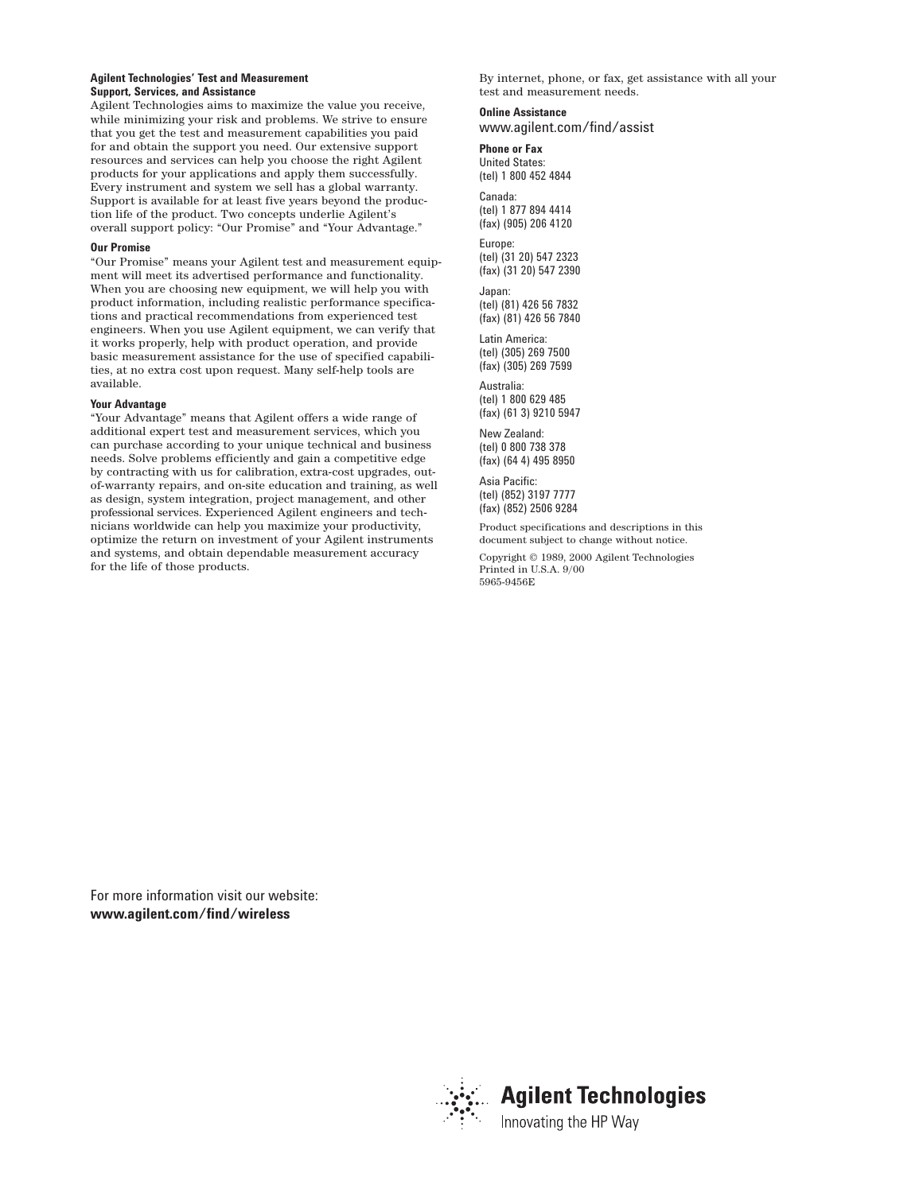**Agilent Technologies' Test and Measurement Support, Services, and Assistance**

Agilent Technologies aims to maximize the value you receive, while minimizing your risk and problems. We strive to ensure that you get the test and measurement capabilities you paid for and obtain the support you need. Our extensive support resources and services can help you choose the right Agilent products for your applications and apply them successfully. Every instrument and system we sell has a global warranty. Support is available for at least five years beyond the production life of the product. Two concepts underlie Agilent's overall support policy: "Our Promise" and "Your Advantage."

**Our Promise**

"Our Promise" means your Agilent test and measurement equipment will meet its advertised performance and functionality. When you are choosing new equipment, we will help you with product information, including realistic performance specifications and practical recommendations from experienced test engineers. When you use Agilent equipment, we can verify that it works properly, help with product operation, and provide basic measurement assistance for the use of specified capabilities, at no extra cost upon request. Many self-help tools are available.

**Your Advantage**

"Your Advantage" means that Agilent offers a wide range of additional expert test and measurement services, which you can purchase according to your unique technical and business needs. Solve problems efficiently and gain a competitive edge by contracting with us for calibration, extra-cost upgrades, out-of-warranty repairs, and on-site education and training, as well as design, system integration, project management, and other professional services. Experienced Agilent engineers and technicians worldwide can help you maximize your productivity, optimize the return on investment of your Agilent instruments and systems, and obtain dependable measurement accuracy for the life of those products.

By internet, phone, or fax, get assistance with all your test and measurement needs.

**Online Assistance**

www.agilent.com/find/assist

**Phone or Fax**

United States:
(tel) 1 800 452 4844

Canada:
(tel) 1 877 894 4414
(fax) (905) 206 4120

Europe:
(tel) (31 20) 547 2323
(fax) (31 20) 547 2390

Japan:
(tel) (81) 426 56 7832
(fax) (81) 426 56 7840

Latin America:
(tel) (305) 269 7500
(fax) (305) 269 7599

Australia:
(tel) 1 800 629 485
(fax) (61 3) 9210 5947

New Zealand:
(tel) 0 800 738 378
(fax) (64 4) 495 8950

Asia Pacific:
(tel) (852) 3197 7777
(fax) (852) 2506 9284

Product specifications and descriptions in this document subject to change without notice.

Copyright © 1989, 2000 Agilent Technologies
Printed in U.S.A. 9/00
5965-9456E

For more information visit our website:
**www.agilent.com/find/wireless**

**Agilent Technologies**
Innovating the HP Way